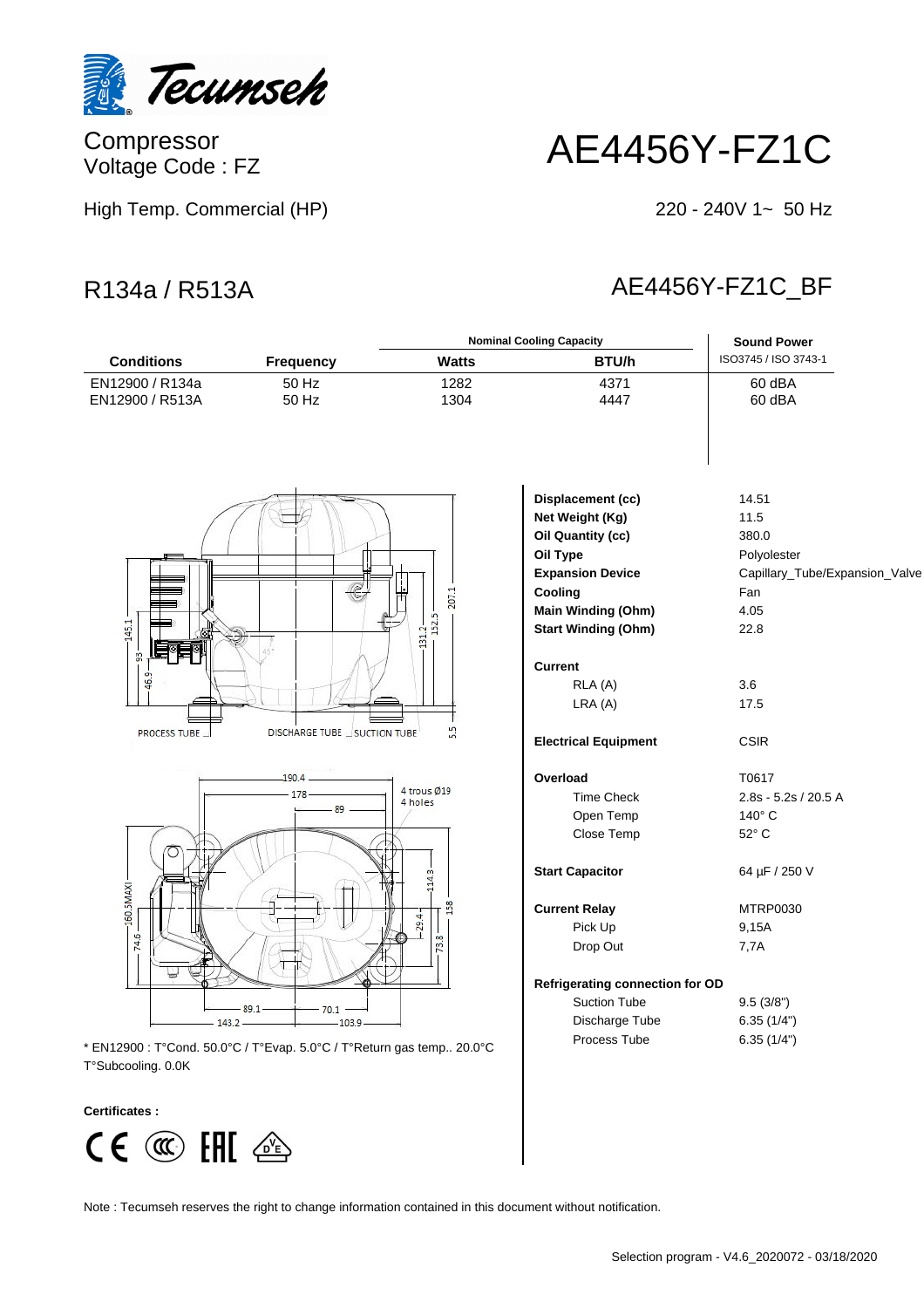Tecumseh

# AE4456Y-FZ1C

Compressor
Voltage Code : FZ

High Temp. Commercial (HP)

220 - 240V 1~ 50 Hz

## R134a / R513A

## AE4456Y-FZ1C_BF

| Conditions | Frequency | Nominal Cooling Capacity | | Sound Power |
|---|---|---|---|---|
| | | Watts | BTU/h | ISO3745 / ISO 3743-1 |
| EN12900 / R134a | 50 Hz | 1282 | 4371 | 60 dBA |
| EN12900 / R513A | 50 Hz | 1304 | 4447 | 60 dBA |

PROCESS TUBE — DISCHARGE TUBE — SUCTION TUBE

4 trous Ø19
4 holes

* EN12900 : T°Cond. 50.0°C / T°Evap. 5.0°C / T°Return gas temp.. 20.0°C T°Subcooling. 0.0K

| | |
|---|---|
| **Displacement (cc)** | 14.51 |
| **Net Weight (Kg)** | 11.5 |
| **Oil Quantity (cc)** | 380.0 |
| **Oil Type** | Polyolester |
| **Expansion Device** | Capillary_Tube/Expansion_Valve |
| **Cooling** | Fan |
| **Main Winding (Ohm)** | 4.05 |
| **Start Winding (Ohm)** | 22.8 |
| **Current** | |
| RLA (A) | 3.6 |
| LRA (A) | 17.5 |
| **Electrical Equipment** | CSIR |
| **Overload** | T0617 |
| Time Check | 2.8s - 5.2s / 20.5 A |
| Open Temp | 140° C |
| Close Temp | 52° C |
| **Start Capacitor** | 64 µF / 250 V |
| **Current Relay** | MTRP0030 |
| Pick Up | 9,15A |
| Drop Out | 7,7A |
| **Refrigerating connection for OD** | |
| Suction Tube | 9.5 (3/8") |
| Discharge Tube | 6.35 (1/4") |
| Process Tube | 6.35 (1/4") |

**Certificates :**

Note : Tecumseh reserves the right to change information contained in this document without notification.

Selection program - V4.6_2020072 - 03/18/2020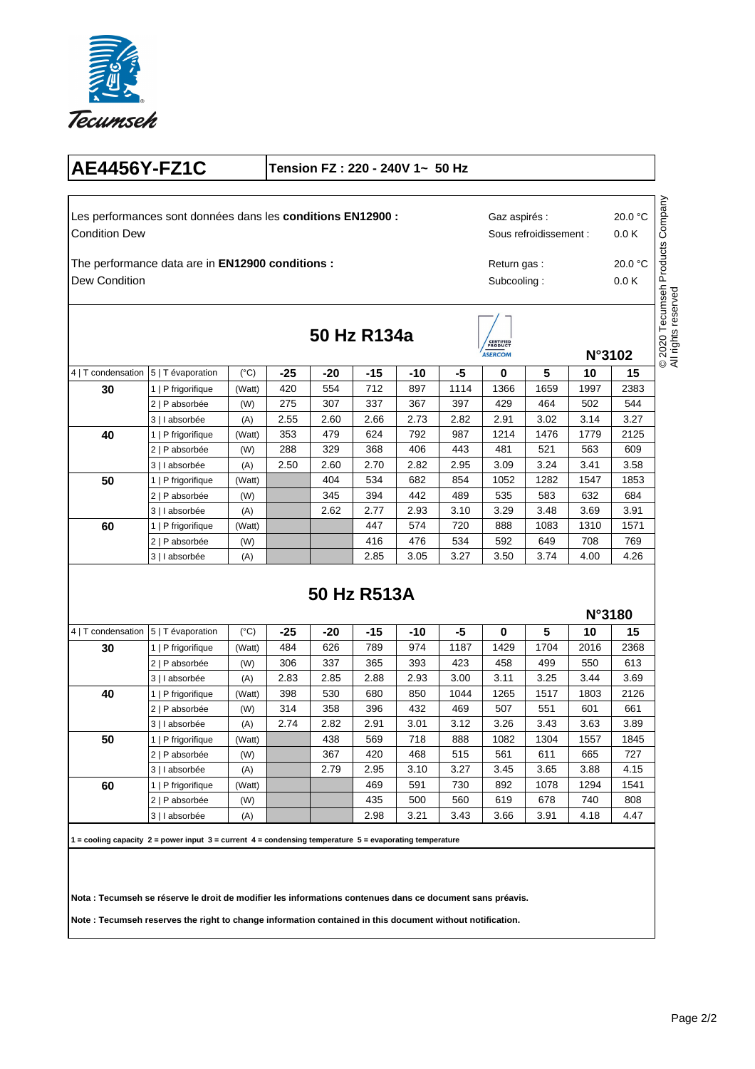# AE4456Y-FZ1C

**Tension FZ : 220 - 240V 1~ 50 Hz**

Les performances sont données dans les **conditions EN12900 :**
Condition Dew

Gaz aspirés : 20.0 °C
Sous refroidissement : 0.0 K

The performance data are in **EN12900 conditions :**
Dew Condition

Return gas : 20.0 °C
Subcooling : 0.0 K

© 2020 Tecumseh Products Company
All rights reserved

## 50 Hz R134a

CERTIFIED PRODUCT ASERCOM

**N°3102**

| 4 \| T condensation | 5 \| T évaporation | (°C) | -25 | -20 | -15 | -10 | -5 | 0 | 5 | 10 | 15 |
|---|---|---|---|---|---|---|---|---|---|---|---|
| **30** | 1 \| P frigorifique | (Watt) | 420 | 554 | 712 | 897 | 1114 | 1366 | 1659 | 1997 | 2383 |
| | 2 \| P absorbée | (W) | 275 | 307 | 337 | 367 | 397 | 429 | 464 | 502 | 544 |
| | 3 \| I absorbée | (A) | 2.55 | 2.60 | 2.66 | 2.73 | 2.82 | 2.91 | 3.02 | 3.14 | 3.27 |
| **40** | 1 \| P frigorifique | (Watt) | 353 | 479 | 624 | 792 | 987 | 1214 | 1476 | 1779 | 2125 |
| | 2 \| P absorbée | (W) | 288 | 329 | 368 | 406 | 443 | 481 | 521 | 563 | 609 |
| | 3 \| I absorbée | (A) | 2.50 | 2.60 | 2.70 | 2.82 | 2.95 | 3.09 | 3.24 | 3.41 | 3.58 |
| **50** | 1 \| P frigorifique | (Watt) | | 404 | 534 | 682 | 854 | 1052 | 1282 | 1547 | 1853 |
| | 2 \| P absorbée | (W) | | 345 | 394 | 442 | 489 | 535 | 583 | 632 | 684 |
| | 3 \| I absorbée | (A) | | 2.62 | 2.77 | 2.93 | 3.10 | 3.29 | 3.48 | 3.69 | 3.91 |
| **60** | 1 \| P frigorifique | (Watt) | | | 447 | 574 | 720 | 888 | 1083 | 1310 | 1571 |
| | 2 \| P absorbée | (W) | | | 416 | 476 | 534 | 592 | 649 | 708 | 769 |
| | 3 \| I absorbée | (A) | | | 2.85 | 3.05 | 3.27 | 3.50 | 3.74 | 4.00 | 4.26 |

## 50 Hz R513A

**N°3180**

| 4 \| T condensation | 5 \| T évaporation | (°C) | -25 | -20 | -15 | -10 | -5 | 0 | 5 | 10 | 15 |
|---|---|---|---|---|---|---|---|---|---|---|---|
| **30** | 1 \| P frigorifique | (Watt) | 484 | 626 | 789 | 974 | 1187 | 1429 | 1704 | 2016 | 2368 |
| | 2 \| P absorbée | (W) | 306 | 337 | 365 | 393 | 423 | 458 | 499 | 550 | 613 |
| | 3 \| I absorbée | (A) | 2.83 | 2.85 | 2.88 | 2.93 | 3.00 | 3.11 | 3.25 | 3.44 | 3.69 |
| **40** | 1 \| P frigorifique | (Watt) | 398 | 530 | 680 | 850 | 1044 | 1265 | 1517 | 1803 | 2126 |
| | 2 \| P absorbée | (W) | 314 | 358 | 396 | 432 | 469 | 507 | 551 | 601 | 661 |
| | 3 \| I absorbée | (A) | 2.74 | 2.82 | 2.91 | 3.01 | 3.12 | 3.26 | 3.43 | 3.63 | 3.89 |
| **50** | 1 \| P frigorifique | (Watt) | | 438 | 569 | 718 | 888 | 1082 | 1304 | 1557 | 1845 |
| | 2 \| P absorbée | (W) | | 367 | 420 | 468 | 515 | 561 | 611 | 665 | 727 |
| | 3 \| I absorbée | (A) | | 2.79 | 2.95 | 3.10 | 3.27 | 3.45 | 3.65 | 3.88 | 4.15 |
| **60** | 1 \| P frigorifique | (Watt) | | | 469 | 591 | 730 | 892 | 1078 | 1294 | 1541 |
| | 2 \| P absorbée | (W) | | | 435 | 500 | 560 | 619 | 678 | 740 | 808 |
| | 3 \| I absorbée | (A) | | | 2.98 | 3.21 | 3.43 | 3.66 | 3.91 | 4.18 | 4.47 |

**1 = cooling capacity 2 = power input 3 = current 4 = condensing temperature 5 = evaporating temperature**

**Nota : Tecumseh se réserve le droit de modifier les informations contenues dans ce document sans préavis.**

**Note : Tecumseh reserves the right to change information contained in this document without notification.**